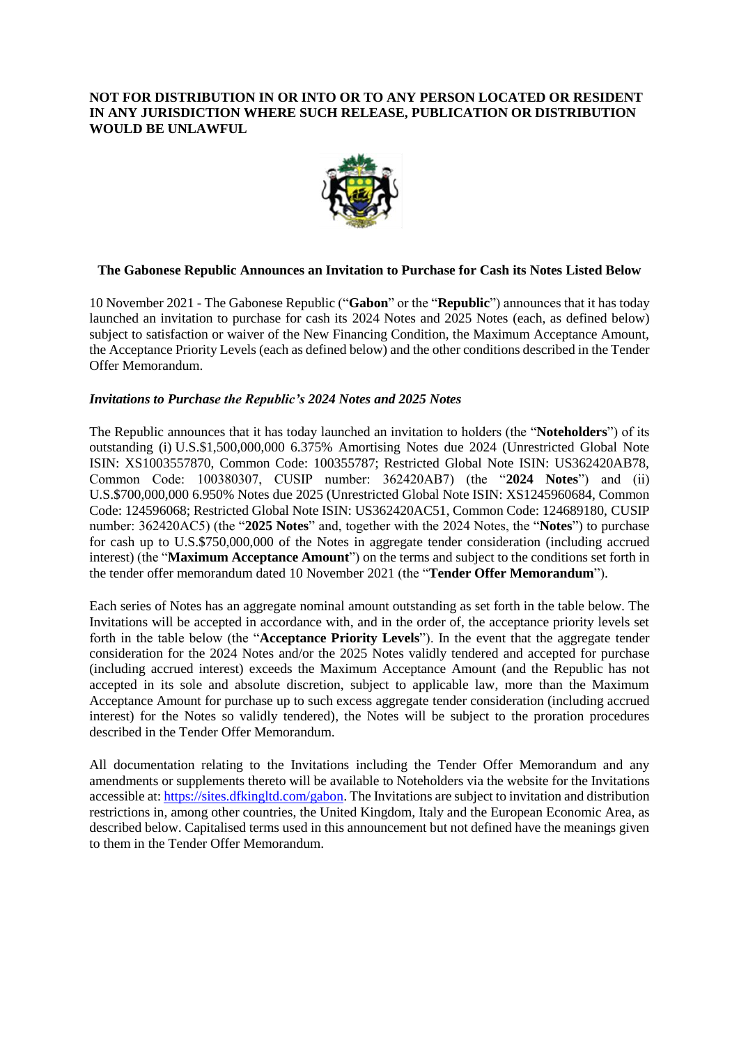**NOT FOR DISTRIBUTION IN OR INTO OR TO ANY PERSON LOCATED OR RESIDENT IN ANY JURISDICTION WHERE SUCH RELEASE, PUBLICATION OR DISTRIBUTION WOULD BE UNLAWFUL**

## The Gabonese Republic Announces an Invitation to Purchase for Cash its Notes Listed Below

10 November 2021 - The Gabonese Republic ("**Gabon**" or the "**Republic**") announces that it has today launched an invitation to purchase for cash its 2024 Notes and 2025 Notes (each, as defined below) subject to satisfaction or waiver of the New Financing Condition, the Maximum Acceptance Amount, the Acceptance Priority Levels (each as defined below) and the other conditions described in the Tender Offer Memorandum.

### *Invitations to Purchase the Republic's 2024 Notes and 2025 Notes*

The Republic announces that it has today launched an invitation to holders (the "**Noteholders**") of its outstanding (i) U.S.$1,500,000,000 6.375% Amortising Notes due 2024 (Unrestricted Global Note ISIN: XS1003557870, Common Code: 100355787; Restricted Global Note ISIN: US362420AB78, Common Code: 100380307, CUSIP number: 362420AB7) (the "**2024 Notes**") and (ii) U.S.$700,000,000 6.950% Notes due 2025 (Unrestricted Global Note ISIN: XS1245960684, Common Code: 124596068; Restricted Global Note ISIN: US362420AC51, Common Code: 124689180, CUSIP number: 362420AC5) (the "**2025 Notes**" and, together with the 2024 Notes, the "**Notes**") to purchase for cash up to U.S.$750,000,000 of the Notes in aggregate tender consideration (including accrued interest) (the "**Maximum Acceptance Amount**") on the terms and subject to the conditions set forth in the tender offer memorandum dated 10 November 2021 (the "**Tender Offer Memorandum**").

Each series of Notes has an aggregate nominal amount outstanding as set forth in the table below. The Invitations will be accepted in accordance with, and in the order of, the acceptance priority levels set forth in the table below (the "**Acceptance Priority Levels**"). In the event that the aggregate tender consideration for the 2024 Notes and/or the 2025 Notes validly tendered and accepted for purchase (including accrued interest) exceeds the Maximum Acceptance Amount (and the Republic has not accepted in its sole and absolute discretion, subject to applicable law, more than the Maximum Acceptance Amount for purchase up to such excess aggregate tender consideration (including accrued interest) for the Notes so validly tendered), the Notes will be subject to the proration procedures described in the Tender Offer Memorandum.

All documentation relating to the Invitations including the Tender Offer Memorandum and any amendments or supplements thereto will be available to Noteholders via the website for the Invitations accessible at: https://sites.dfkingltd.com/gabon. The Invitations are subject to invitation and distribution restrictions in, among other countries, the United Kingdom, Italy and the European Economic Area, as described below. Capitalised terms used in this announcement but not defined have the meanings given to them in the Tender Offer Memorandum.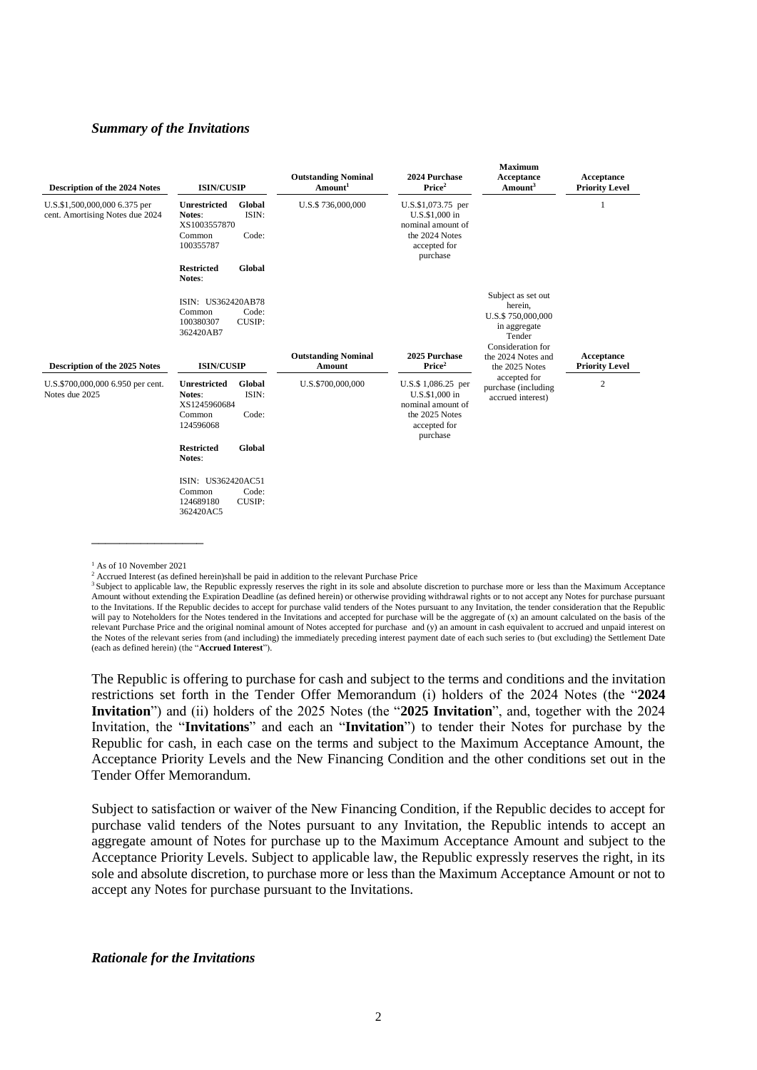### *Summary of the Invitations*

| Description of the 2024 Notes | ISIN/CUSIP | Outstanding Nominal Amount[1] | 2024 Purchase Price[2] | Maximum Acceptance Amount[3] | Acceptance Priority Level |
|---|---|---|---|---|---|
| U.S.$1,500,000,000 6.375 per cent. Amortising Notes due 2024 | **Unrestricted Global Notes**: ISIN: XS1003557870 Common Code: 100355787<br><br>**Restricted Global Notes**:<br><br>ISIN: US362420AB78 Common Code: 100380307 CUSIP: 362420AB7 | U.S.$ 736,000,000 | U.S.$1,073.75 per U.S.$1,000 in nominal amount of the 2024 Notes accepted for purchase | Subject as set out herein, U.S.$ 750,000,000 in aggregate Tender Consideration for the 2024 Notes and the 2025 Notes accepted for purchase (including accrued interest) | 1 |
| **Description of the 2025 Notes** | **ISIN/CUSIP** | **Outstanding Nominal Amount** | **2025 Purchase Price[2]** | | **Acceptance Priority Level** |
| U.S.$700,000,000 6.950 per cent. Notes due 2025 | **Unrestricted Global Notes**: ISIN: XS1245960684 Common Code: 124596068<br><br>**Restricted Global Notes**:<br><br>ISIN: US362420AC51 Common Code: 124689180 CUSIP: 362420AC5 | U.S.$700,000,000 | U.S.$ 1,086.25 per U.S.$1,000 in nominal amount of the 2025 Notes accepted for purchase | | 2 |

---

[1] As of 10 November 2021

[2] Accrued Interest (as defined herein)shall be paid in addition to the relevant Purchase Price

[3] Subject to applicable law, the Republic expressly reserves the right in its sole and absolute discretion to purchase more or less than the Maximum Acceptance Amount without extending the Expiration Deadline (as defined herein) or otherwise providing withdrawal rights or to not accept any Notes for purchase pursuant to the Invitations. If the Republic decides to accept for purchase valid tenders of the Notes pursuant to any Invitation, the tender consideration that the Republic will pay to Noteholders for the Notes tendered in the Invitations and accepted for purchase will be the aggregate of (x) an amount calculated on the basis of the relevant Purchase Price and the original nominal amount of Notes accepted for purchase and (y) an amount in cash equivalent to accrued and unpaid interest on the Notes of the relevant series from (and including) the immediately preceding interest payment date of each such series to (but excluding) the Settlement Date (each as defined herein) (the "**Accrued Interest**").

The Republic is offering to purchase for cash and subject to the terms and conditions and the invitation restrictions set forth in the Tender Offer Memorandum (i) holders of the 2024 Notes (the "**2024 Invitation**") and (ii) holders of the 2025 Notes (the "**2025 Invitation**", and, together with the 2024 Invitation, the "**Invitations**" and each an "**Invitation**") to tender their Notes for purchase by the Republic for cash, in each case on the terms and subject to the Maximum Acceptance Amount, the Acceptance Priority Levels and the New Financing Condition and the other conditions set out in the Tender Offer Memorandum.

Subject to satisfaction or waiver of the New Financing Condition, if the Republic decides to accept for purchase valid tenders of the Notes pursuant to any Invitation, the Republic intends to accept an aggregate amount of Notes for purchase up to the Maximum Acceptance Amount and subject to the Acceptance Priority Levels. Subject to applicable law, the Republic expressly reserves the right, in its sole and absolute discretion, to purchase more or less than the Maximum Acceptance Amount or not to accept any Notes for purchase pursuant to the Invitations.

### *Rationale for the Invitations*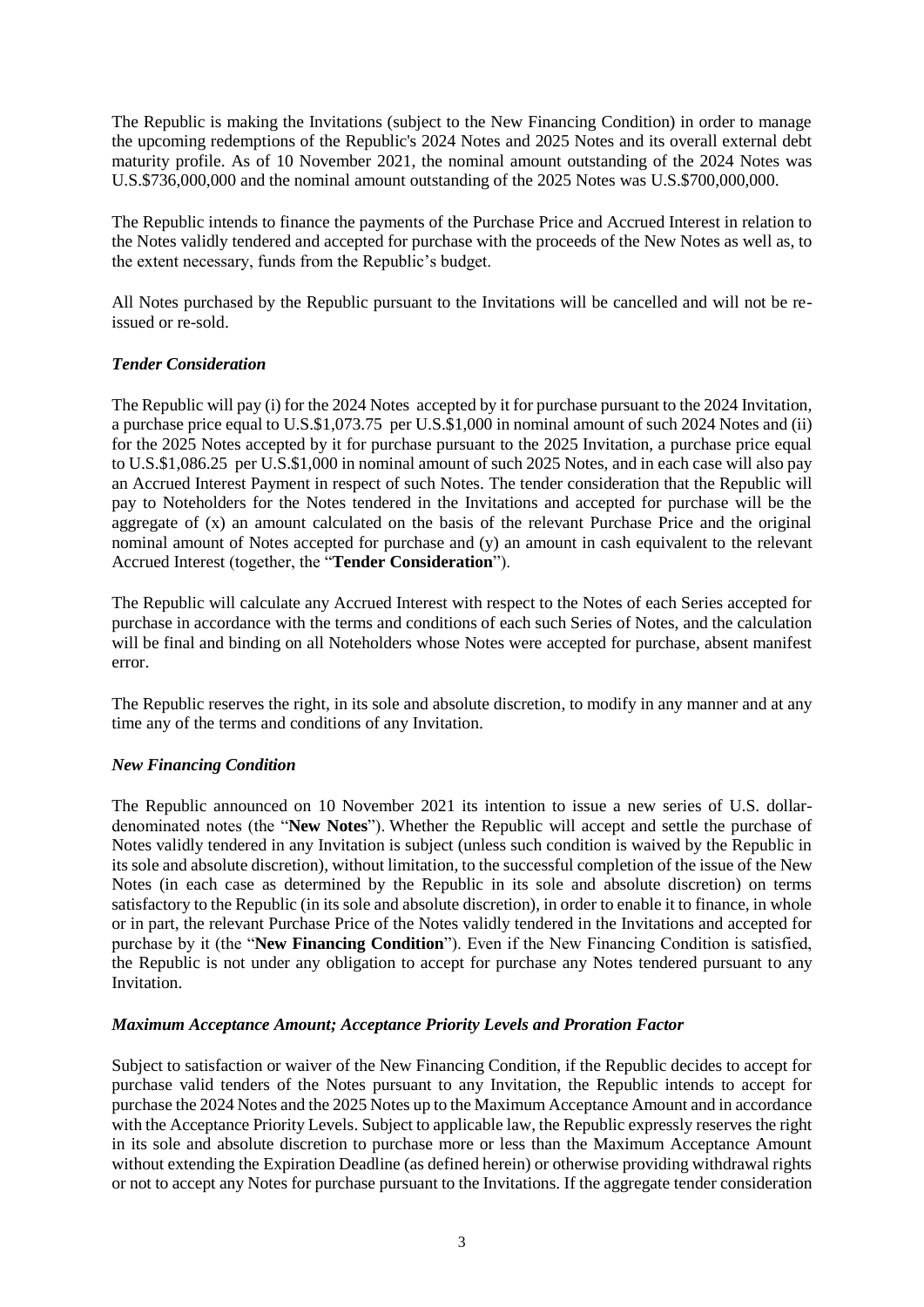The Republic is making the Invitations (subject to the New Financing Condition) in order to manage the upcoming redemptions of the Republic's 2024 Notes and 2025 Notes and its overall external debt maturity profile. As of 10 November 2021, the nominal amount outstanding of the 2024 Notes was U.S.$736,000,000 and the nominal amount outstanding of the 2025 Notes was U.S.$700,000,000.

The Republic intends to finance the payments of the Purchase Price and Accrued Interest in relation to the Notes validly tendered and accepted for purchase with the proceeds of the New Notes as well as, to the extent necessary, funds from the Republic's budget.

All Notes purchased by the Republic pursuant to the Invitations will be cancelled and will not be re-issued or re-sold.

***Tender Consideration***

The Republic will pay (i) for the 2024 Notes accepted by it for purchase pursuant to the 2024 Invitation, a purchase price equal to U.S.$1,073.75 per U.S.$1,000 in nominal amount of such 2024 Notes and (ii) for the 2025 Notes accepted by it for purchase pursuant to the 2025 Invitation, a purchase price equal to U.S.$1,086.25 per U.S.$1,000 in nominal amount of such 2025 Notes, and in each case will also pay an Accrued Interest Payment in respect of such Notes. The tender consideration that the Republic will pay to Noteholders for the Notes tendered in the Invitations and accepted for purchase will be the aggregate of (x) an amount calculated on the basis of the relevant Purchase Price and the original nominal amount of Notes accepted for purchase and (y) an amount in cash equivalent to the relevant Accrued Interest (together, the "**Tender Consideration**").

The Republic will calculate any Accrued Interest with respect to the Notes of each Series accepted for purchase in accordance with the terms and conditions of each such Series of Notes, and the calculation will be final and binding on all Noteholders whose Notes were accepted for purchase, absent manifest error.

The Republic reserves the right, in its sole and absolute discretion, to modify in any manner and at any time any of the terms and conditions of any Invitation.

***New Financing Condition***

The Republic announced on 10 November 2021 its intention to issue a new series of U.S. dollar-denominated notes (the "**New Notes**"). Whether the Republic will accept and settle the purchase of Notes validly tendered in any Invitation is subject (unless such condition is waived by the Republic in its sole and absolute discretion), without limitation, to the successful completion of the issue of the New Notes (in each case as determined by the Republic in its sole and absolute discretion) on terms satisfactory to the Republic (in its sole and absolute discretion), in order to enable it to finance, in whole or in part, the relevant Purchase Price of the Notes validly tendered in the Invitations and accepted for purchase by it (the "**New Financing Condition**"). Even if the New Financing Condition is satisfied, the Republic is not under any obligation to accept for purchase any Notes tendered pursuant to any Invitation.

***Maximum Acceptance Amount; Acceptance Priority Levels and Proration Factor***

Subject to satisfaction or waiver of the New Financing Condition, if the Republic decides to accept for purchase valid tenders of the Notes pursuant to any Invitation, the Republic intends to accept for purchase the 2024 Notes and the 2025 Notes up to the Maximum Acceptance Amount and in accordance with the Acceptance Priority Levels. Subject to applicable law, the Republic expressly reserves the right in its sole and absolute discretion to purchase more or less than the Maximum Acceptance Amount without extending the Expiration Deadline (as defined herein) or otherwise providing withdrawal rights or not to accept any Notes for purchase pursuant to the Invitations. If the aggregate tender consideration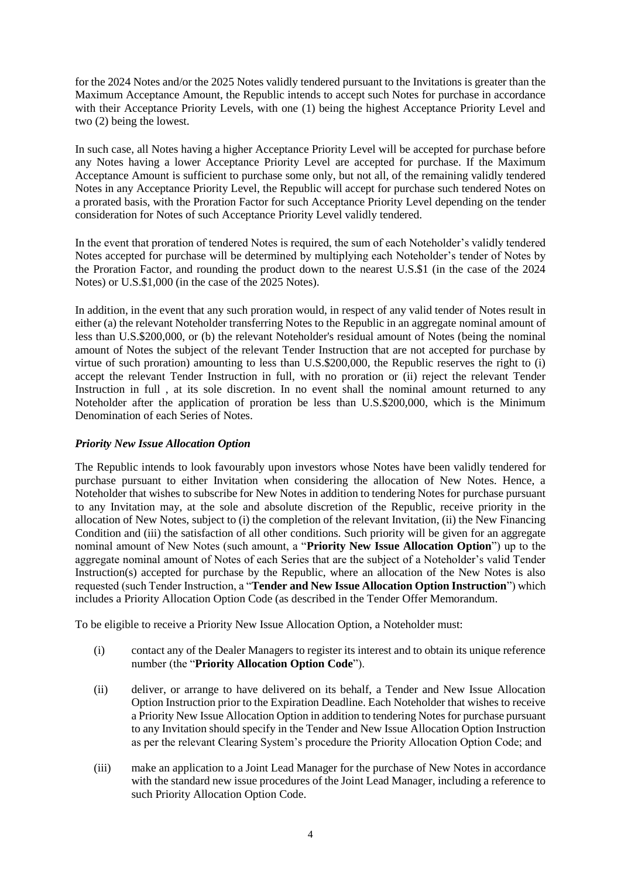for the 2024 Notes and/or the 2025 Notes validly tendered pursuant to the Invitations is greater than the Maximum Acceptance Amount, the Republic intends to accept such Notes for purchase in accordance with their Acceptance Priority Levels, with one (1) being the highest Acceptance Priority Level and two (2) being the lowest.

In such case, all Notes having a higher Acceptance Priority Level will be accepted for purchase before any Notes having a lower Acceptance Priority Level are accepted for purchase. If the Maximum Acceptance Amount is sufficient to purchase some only, but not all, of the remaining validly tendered Notes in any Acceptance Priority Level, the Republic will accept for purchase such tendered Notes on a prorated basis, with the Proration Factor for such Acceptance Priority Level depending on the tender consideration for Notes of such Acceptance Priority Level validly tendered.

In the event that proration of tendered Notes is required, the sum of each Noteholder's validly tendered Notes accepted for purchase will be determined by multiplying each Noteholder's tender of Notes by the Proration Factor, and rounding the product down to the nearest U.S.$1 (in the case of the 2024 Notes) or U.S.$1,000 (in the case of the 2025 Notes).

In addition, in the event that any such proration would, in respect of any valid tender of Notes result in either (a) the relevant Noteholder transferring Notes to the Republic in an aggregate nominal amount of less than U.S.$200,000, or (b) the relevant Noteholder's residual amount of Notes (being the nominal amount of Notes the subject of the relevant Tender Instruction that are not accepted for purchase by virtue of such proration) amounting to less than U.S.$200,000, the Republic reserves the right to (i) accept the relevant Tender Instruction in full, with no proration or (ii) reject the relevant Tender Instruction in full , at its sole discretion. In no event shall the nominal amount returned to any Noteholder after the application of proration be less than U.S.$200,000, which is the Minimum Denomination of each Series of Notes.

***Priority New Issue Allocation Option***

The Republic intends to look favourably upon investors whose Notes have been validly tendered for purchase pursuant to either Invitation when considering the allocation of New Notes. Hence, a Noteholder that wishes to subscribe for New Notes in addition to tendering Notes for purchase pursuant to any Invitation may, at the sole and absolute discretion of the Republic, receive priority in the allocation of New Notes, subject to (i) the completion of the relevant Invitation, (ii) the New Financing Condition and (iii) the satisfaction of all other conditions. Such priority will be given for an aggregate nominal amount of New Notes (such amount, a "**Priority New Issue Allocation Option**") up to the aggregate nominal amount of Notes of each Series that are the subject of a Noteholder's valid Tender Instruction(s) accepted for purchase by the Republic, where an allocation of the New Notes is also requested (such Tender Instruction, a "**Tender and New Issue Allocation Option Instruction**") which includes a Priority Allocation Option Code (as described in the Tender Offer Memorandum.

To be eligible to receive a Priority New Issue Allocation Option, a Noteholder must:

(i) contact any of the Dealer Managers to register its interest and to obtain its unique reference number (the "**Priority Allocation Option Code**").

(ii) deliver, or arrange to have delivered on its behalf, a Tender and New Issue Allocation Option Instruction prior to the Expiration Deadline. Each Noteholder that wishes to receive a Priority New Issue Allocation Option in addition to tendering Notes for purchase pursuant to any Invitation should specify in the Tender and New Issue Allocation Option Instruction as per the relevant Clearing System's procedure the Priority Allocation Option Code; and

(iii) make an application to a Joint Lead Manager for the purchase of New Notes in accordance with the standard new issue procedures of the Joint Lead Manager, including a reference to such Priority Allocation Option Code.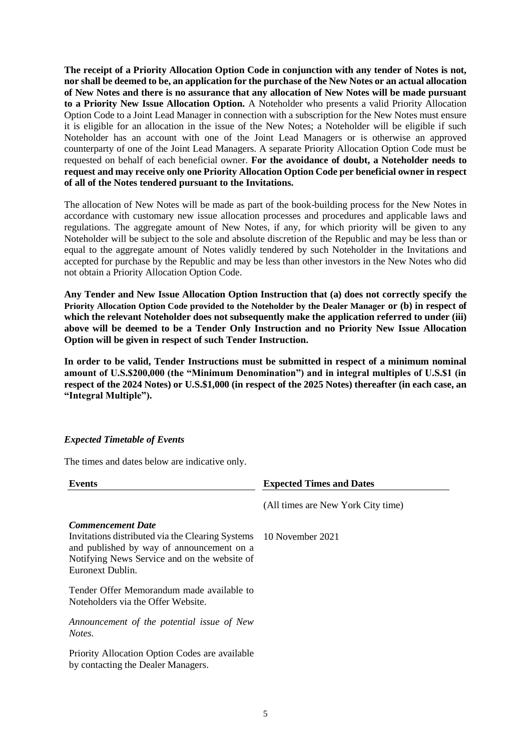**The receipt of a Priority Allocation Option Code in conjunction with any tender of Notes is not, nor shall be deemed to be, an application for the purchase of the New Notes or an actual allocation of New Notes and there is no assurance that any allocation of New Notes will be made pursuant to a Priority New Issue Allocation Option.** A Noteholder who presents a valid Priority Allocation Option Code to a Joint Lead Manager in connection with a subscription for the New Notes must ensure it is eligible for an allocation in the issue of the New Notes; a Noteholder will be eligible if such Noteholder has an account with one of the Joint Lead Managers or is otherwise an approved counterparty of one of the Joint Lead Managers. A separate Priority Allocation Option Code must be requested on behalf of each beneficial owner. **For the avoidance of doubt, a Noteholder needs to request and may receive only one Priority Allocation Option Code per beneficial owner in respect of all of the Notes tendered pursuant to the Invitations.**

The allocation of New Notes will be made as part of the book-building process for the New Notes in accordance with customary new issue allocation processes and procedures and applicable laws and regulations. The aggregate amount of New Notes, if any, for which priority will be given to any Noteholder will be subject to the sole and absolute discretion of the Republic and may be less than or equal to the aggregate amount of Notes validly tendered by such Noteholder in the Invitations and accepted for purchase by the Republic and may be less than other investors in the New Notes who did not obtain a Priority Allocation Option Code.

**Any Tender and New Issue Allocation Option Instruction that (a) does not correctly specify the Priority Allocation Option Code provided to the Noteholder by the Dealer Manager or (b) in respect of which the relevant Noteholder does not subsequently make the application referred to under (iii) above will be deemed to be a Tender Only Instruction and no Priority New Issue Allocation Option will be given in respect of such Tender Instruction.**

**In order to be valid, Tender Instructions must be submitted in respect of a minimum nominal amount of U.S.$200,000 (the "Minimum Denomination") and in integral multiples of U.S.$1 (in respect of the 2024 Notes) or U.S.$1,000 (in respect of the 2025 Notes) thereafter (in each case, an "Integral Multiple").**

### *Expected Timetable of Events*

The times and dates below are indicative only.

| **Events** | **Expected Times and Dates** |
|---|---|
| | (All times are New York City time) |
| ***Commencement Date*** Invitations distributed via the Clearing Systems and published by way of announcement on a Notifying News Service and on the website of Euronext Dublin. | 10 November 2021 |
| Tender Offer Memorandum made available to Noteholders via the Offer Website. | |
| *Announcement of the potential issue of New Notes.* | |
| Priority Allocation Option Codes are available by contacting the Dealer Managers. | |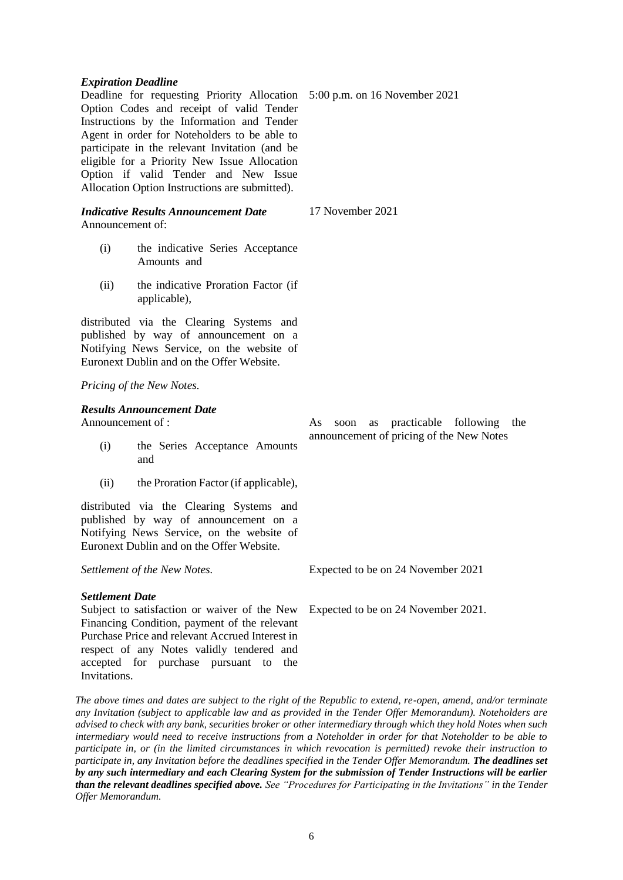| | |
|---|---|
| ***Expiration Deadline*** | |
| Deadline for requesting Priority Allocation Option Codes and receipt of valid Tender Instructions by the Information and Tender Agent in order for Noteholders to be able to participate in the relevant Invitation (and be eligible for a Priority New Issue Allocation Option if valid Tender and New Issue Allocation Option Instructions are submitted). | 5:00 p.m. on 16 November 2021 |
| ***Indicative Results Announcement Date*** | 17 November 2021 |
| Announcement of:<br>(i) the indicative Series Acceptance Amounts and<br>(ii) the indicative Proration Factor (if applicable),<br>distributed via the Clearing Systems and published by way of announcement on a Notifying News Service, on the website of Euronext Dublin and on the Offer Website. | |
| *Pricing of the New Notes.* | |
| ***Results Announcement Date*** | |
| Announcement of :<br>(i) the Series Acceptance Amounts and<br>(ii) the Proration Factor (if applicable),<br>distributed via the Clearing Systems and published by way of announcement on a Notifying News Service, on the website of Euronext Dublin and on the Offer Website. | As soon as practicable following the announcement of pricing of the New Notes |
| *Settlement of the New Notes.* | Expected to be on 24 November 2021 |
| ***Settlement Date*** | |
| Subject to satisfaction or waiver of the New Financing Condition, payment of the relevant Purchase Price and relevant Accrued Interest in respect of any Notes validly tendered and accepted for purchase pursuant to the Invitations. | Expected to be on 24 November 2021. |

*The above times and dates are subject to the right of the Republic to extend, re-open, amend, and/or terminate any Invitation (subject to applicable law and as provided in the Tender Offer Memorandum). Noteholders are advised to check with any bank, securities broker or other intermediary through which they hold Notes when such intermediary would need to receive instructions from a Noteholder in order for that Noteholder to be able to participate in, or (in the limited circumstances in which revocation is permitted) revoke their instruction to participate in, any Invitation before the deadlines specified in the Tender Offer Memorandum.* ***The deadlines set by any such intermediary and each Clearing System for the submission of Tender Instructions will be earlier than the relevant deadlines specified above.*** *See "Procedures for Participating in the Invitations" in the Tender Offer Memorandum.*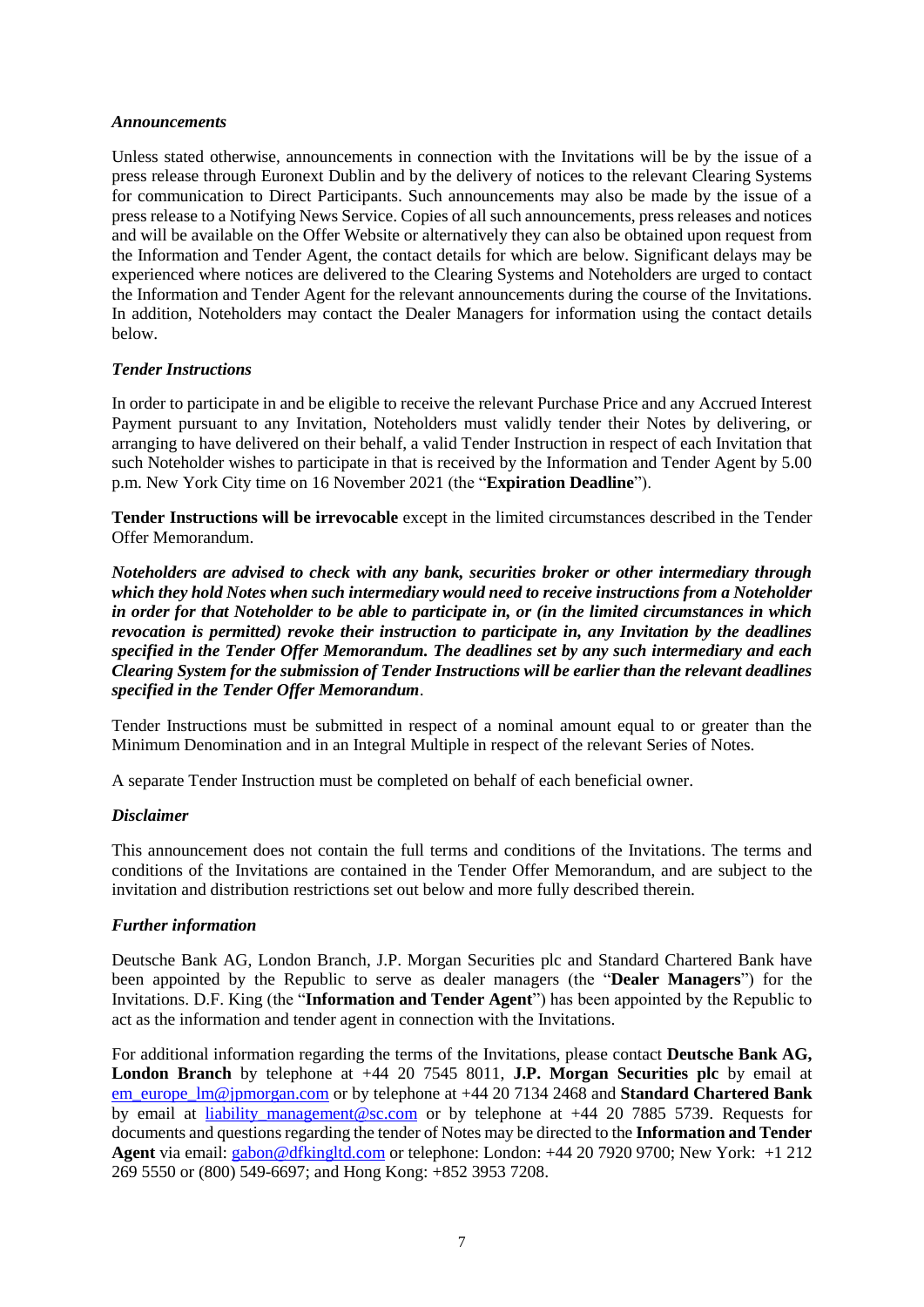***Announcements***

Unless stated otherwise, announcements in connection with the Invitations will be by the issue of a press release through Euronext Dublin and by the delivery of notices to the relevant Clearing Systems for communication to Direct Participants. Such announcements may also be made by the issue of a press release to a Notifying News Service. Copies of all such announcements, press releases and notices and will be available on the Offer Website or alternatively they can also be obtained upon request from the Information and Tender Agent, the contact details for which are below. Significant delays may be experienced where notices are delivered to the Clearing Systems and Noteholders are urged to contact the Information and Tender Agent for the relevant announcements during the course of the Invitations. In addition, Noteholders may contact the Dealer Managers for information using the contact details below.

***Tender Instructions***

In order to participate in and be eligible to receive the relevant Purchase Price and any Accrued Interest Payment pursuant to any Invitation, Noteholders must validly tender their Notes by delivering, or arranging to have delivered on their behalf, a valid Tender Instruction in respect of each Invitation that such Noteholder wishes to participate in that is received by the Information and Tender Agent by 5.00 p.m. New York City time on 16 November 2021 (the "**Expiration Deadline**").

**Tender Instructions will be irrevocable** except in the limited circumstances described in the Tender Offer Memorandum.

***Noteholders are advised to check with any bank, securities broker or other intermediary through which they hold Notes when such intermediary would need to receive instructions from a Noteholder in order for that Noteholder to be able to participate in, or (in the limited circumstances in which revocation is permitted) revoke their instruction to participate in, any Invitation by the deadlines specified in the Tender Offer Memorandum. The deadlines set by any such intermediary and each Clearing System for the submission of Tender Instructions will be earlier than the relevant deadlines specified in the Tender Offer Memorandum***.

Tender Instructions must be submitted in respect of a nominal amount equal to or greater than the Minimum Denomination and in an Integral Multiple in respect of the relevant Series of Notes.

A separate Tender Instruction must be completed on behalf of each beneficial owner.

***Disclaimer***

This announcement does not contain the full terms and conditions of the Invitations. The terms and conditions of the Invitations are contained in the Tender Offer Memorandum, and are subject to the invitation and distribution restrictions set out below and more fully described therein.

***Further information***

Deutsche Bank AG, London Branch, J.P. Morgan Securities plc and Standard Chartered Bank have been appointed by the Republic to serve as dealer managers (the "**Dealer Managers**") for the Invitations. D.F. King (the "**Information and Tender Agent**") has been appointed by the Republic to act as the information and tender agent in connection with the Invitations.

For additional information regarding the terms of the Invitations, please contact **Deutsche Bank AG, London Branch** by telephone at +44 20 7545 8011, **J.P. Morgan Securities plc** by email at em_europe_lm@jpmorgan.com or by telephone at +44 20 7134 2468 and **Standard Chartered Bank** by email at liability_management@sc.com or by telephone at +44 20 7885 5739. Requests for documents and questions regarding the tender of Notes may be directed to the **Information and Tender Agent** via email: gabon@dfkingltd.com or telephone: London: +44 20 7920 9700; New York: +1 212 269 5550 or (800) 549-6697; and Hong Kong: +852 3953 7208.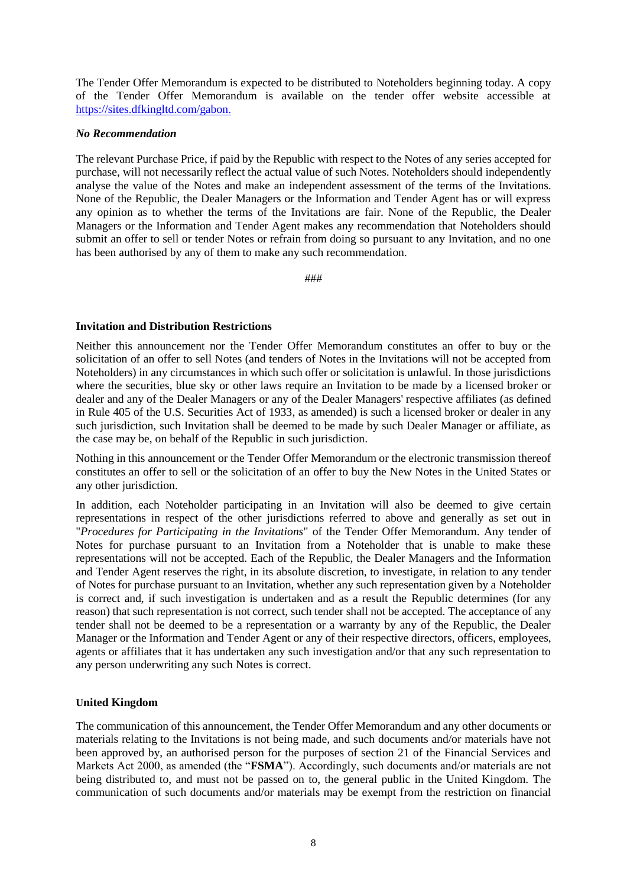The Tender Offer Memorandum is expected to be distributed to Noteholders beginning today. A copy of the Tender Offer Memorandum is available on the tender offer website accessible at https://sites.dfkingltd.com/gabon.

***No Recommendation***

The relevant Purchase Price, if paid by the Republic with respect to the Notes of any series accepted for purchase, will not necessarily reflect the actual value of such Notes. Noteholders should independently analyse the value of the Notes and make an independent assessment of the terms of the Invitations. None of the Republic, the Dealer Managers or the Information and Tender Agent has or will express any opinion as to whether the terms of the Invitations are fair. None of the Republic, the Dealer Managers or the Information and Tender Agent makes any recommendation that Noteholders should submit an offer to sell or tender Notes or refrain from doing so pursuant to any Invitation, and no one has been authorised by any of them to make any such recommendation.

###

**Invitation and Distribution Restrictions**

Neither this announcement nor the Tender Offer Memorandum constitutes an offer to buy or the solicitation of an offer to sell Notes (and tenders of Notes in the Invitations will not be accepted from Noteholders) in any circumstances in which such offer or solicitation is unlawful. In those jurisdictions where the securities, blue sky or other laws require an Invitation to be made by a licensed broker or dealer and any of the Dealer Managers or any of the Dealer Managers' respective affiliates (as defined in Rule 405 of the U.S. Securities Act of 1933, as amended) is such a licensed broker or dealer in any such jurisdiction, such Invitation shall be deemed to be made by such Dealer Manager or affiliate, as the case may be, on behalf of the Republic in such jurisdiction.

Nothing in this announcement or the Tender Offer Memorandum or the electronic transmission thereof constitutes an offer to sell or the solicitation of an offer to buy the New Notes in the United States or any other jurisdiction.

In addition, each Noteholder participating in an Invitation will also be deemed to give certain representations in respect of the other jurisdictions referred to above and generally as set out in "*Procedures for Participating in the Invitations*" of the Tender Offer Memorandum. Any tender of Notes for purchase pursuant to an Invitation from a Noteholder that is unable to make these representations will not be accepted. Each of the Republic, the Dealer Managers and the Information and Tender Agent reserves the right, in its absolute discretion, to investigate, in relation to any tender of Notes for purchase pursuant to an Invitation, whether any such representation given by a Noteholder is correct and, if such investigation is undertaken and as a result the Republic determines (for any reason) that such representation is not correct, such tender shall not be accepted. The acceptance of any tender shall not be deemed to be a representation or a warranty by any of the Republic, the Dealer Manager or the Information and Tender Agent or any of their respective directors, officers, employees, agents or affiliates that it has undertaken any such investigation and/or that any such representation to any person underwriting any such Notes is correct.

**United Kingdom**

The communication of this announcement, the Tender Offer Memorandum and any other documents or materials relating to the Invitations is not being made, and such documents and/or materials have not been approved by, an authorised person for the purposes of section 21 of the Financial Services and Markets Act 2000, as amended (the "**FSMA**"). Accordingly, such documents and/or materials are not being distributed to, and must not be passed on to, the general public in the United Kingdom. The communication of such documents and/or materials may be exempt from the restriction on financial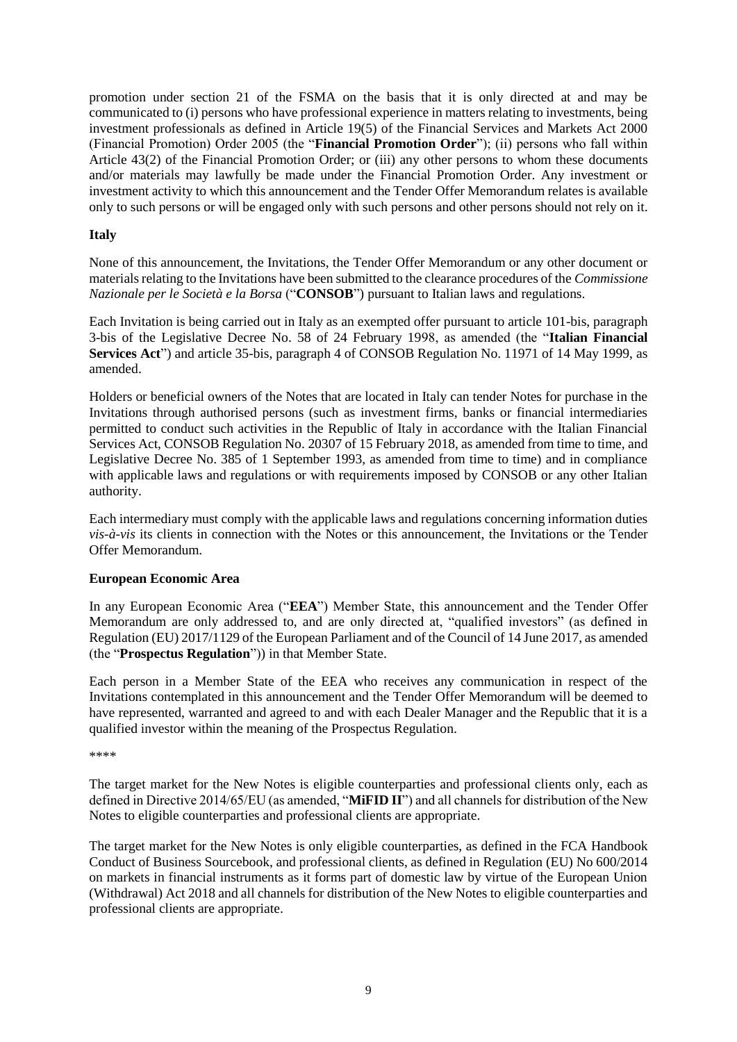promotion under section 21 of the FSMA on the basis that it is only directed at and may be communicated to (i) persons who have professional experience in matters relating to investments, being investment professionals as defined in Article 19(5) of the Financial Services and Markets Act 2000 (Financial Promotion) Order 2005 (the "**Financial Promotion Order**"); (ii) persons who fall within Article 43(2) of the Financial Promotion Order; or (iii) any other persons to whom these documents and/or materials may lawfully be made under the Financial Promotion Order. Any investment or investment activity to which this announcement and the Tender Offer Memorandum relates is available only to such persons or will be engaged only with such persons and other persons should not rely on it.

**Italy**

None of this announcement, the Invitations, the Tender Offer Memorandum or any other document or materials relating to the Invitations have been submitted to the clearance procedures of the *Commissione Nazionale per le Società e la Borsa* ("**CONSOB**") pursuant to Italian laws and regulations.

Each Invitation is being carried out in Italy as an exempted offer pursuant to article 101-bis, paragraph 3-bis of the Legislative Decree No. 58 of 24 February 1998, as amended (the "**Italian Financial Services Act**") and article 35-bis, paragraph 4 of CONSOB Regulation No. 11971 of 14 May 1999, as amended.

Holders or beneficial owners of the Notes that are located in Italy can tender Notes for purchase in the Invitations through authorised persons (such as investment firms, banks or financial intermediaries permitted to conduct such activities in the Republic of Italy in accordance with the Italian Financial Services Act, CONSOB Regulation No. 20307 of 15 February 2018, as amended from time to time, and Legislative Decree No. 385 of 1 September 1993, as amended from time to time) and in compliance with applicable laws and regulations or with requirements imposed by CONSOB or any other Italian authority.

Each intermediary must comply with the applicable laws and regulations concerning information duties *vis-à-vis* its clients in connection with the Notes or this announcement, the Invitations or the Tender Offer Memorandum.

**European Economic Area**

In any European Economic Area ("**EEA**") Member State, this announcement and the Tender Offer Memorandum are only addressed to, and are only directed at, "qualified investors" (as defined in Regulation (EU) 2017/1129 of the European Parliament and of the Council of 14 June 2017, as amended (the "**Prospectus Regulation**")) in that Member State.

Each person in a Member State of the EEA who receives any communication in respect of the Invitations contemplated in this announcement and the Tender Offer Memorandum will be deemed to have represented, warranted and agreed to and with each Dealer Manager and the Republic that it is a qualified investor within the meaning of the Prospectus Regulation.

****

The target market for the New Notes is eligible counterparties and professional clients only, each as defined in Directive 2014/65/EU (as amended, "**MiFID II**") and all channels for distribution of the New Notes to eligible counterparties and professional clients are appropriate.

The target market for the New Notes is only eligible counterparties, as defined in the FCA Handbook Conduct of Business Sourcebook, and professional clients, as defined in Regulation (EU) No 600/2014 on markets in financial instruments as it forms part of domestic law by virtue of the European Union (Withdrawal) Act 2018 and all channels for distribution of the New Notes to eligible counterparties and professional clients are appropriate.